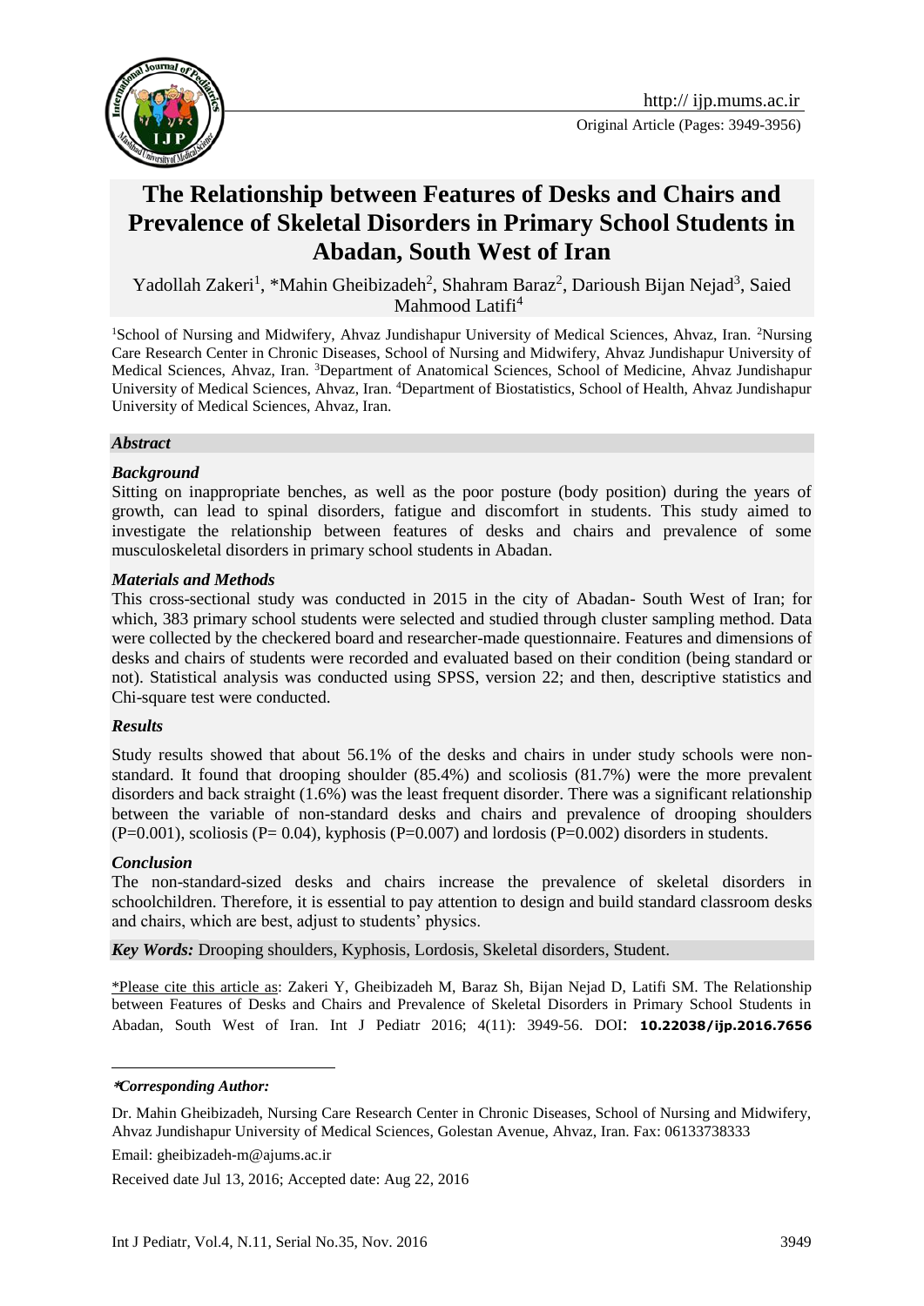Original Article (Pages: 3949-3956)

# The Relationship between Features of Desks and Chairs and Prevalence of Skeletal Disorders in Primary School Students in Abadan, South West of Iran

Yadollah Zakeri[1], *Mahin Gheibizadeh[2], Shahram Baraz[2], Darioush Bijan Nejad[3], Saied Mahmood Latifi[4]

[1]School of Nursing and Midwifery, Ahvaz Jundishapur University of Medical Sciences, Ahvaz, Iran. [2]Nursing Care Research Center in Chronic Diseases, School of Nursing and Midwifery, Ahvaz Jundishapur University of Medical Sciences, Ahvaz, Iran. [3]Department of Anatomical Sciences, School of Medicine, Ahvaz Jundishapur University of Medical Sciences, Ahvaz, Iran. [4]Department of Biostatistics, School of Health, Ahvaz Jundishapur University of Medical Sciences, Ahvaz, Iran.

## *Abstract*

### *Background*

Sitting on inappropriate benches, as well as the poor posture (body position) during the years of growth, can lead to spinal disorders, fatigue and discomfort in students. This study aimed to investigate the relationship between features of desks and chairs and prevalence of some musculoskeletal disorders in primary school students in Abadan.

### *Materials and Methods*

This cross-sectional study was conducted in 2015 in the city of Abadan- South West of Iran; for which, 383 primary school students were selected and studied through cluster sampling method. Data were collected by the checkered board and researcher-made questionnaire. Features and dimensions of desks and chairs of students were recorded and evaluated based on their condition (being standard or not). Statistical analysis was conducted using SPSS, version 22; and then, descriptive statistics and Chi-square test were conducted.

### *Results*

Study results showed that about 56.1% of the desks and chairs in under study schools were non-standard. It found that drooping shoulder (85.4%) and scoliosis (81.7%) were the more prevalent disorders and back straight (1.6%) was the least frequent disorder. There was a significant relationship between the variable of non-standard desks and chairs and prevalence of drooping shoulders (P=0.001), scoliosis (P= 0.04), kyphosis (P=0.007) and lordosis (P=0.002) disorders in students.

### *Conclusion*

The non-standard-sized desks and chairs increase the prevalence of skeletal disorders in schoolchildren. Therefore, it is essential to pay attention to design and build standard classroom desks and chairs, which are best, adjust to students' physics.

***Key Words:*** Drooping shoulders, Kyphosis, Lordosis, Skeletal disorders, Student.

*Please cite this article as: Zakeri Y, Gheibizadeh M, Baraz Sh, Bijan Nejad D, Latifi SM. The Relationship between Features of Desks and Chairs and Prevalence of Skeletal Disorders in Primary School Students in Abadan, South West of Iran. Int J Pediatr 2016; 4(11): 3949-56. DOI: **10.22038/ijp.2016.7656**

---

***Corresponding Author:***

Dr. Mahin Gheibizadeh, Nursing Care Research Center in Chronic Diseases, School of Nursing and Midwifery, Ahvaz Jundishapur University of Medical Sciences, Golestan Avenue, Ahvaz, Iran. Fax: 06133738333

Email: gheibizadeh-m@ajums.ac.ir

Received date Jul 13, 2016; Accepted date: Aug 22, 2016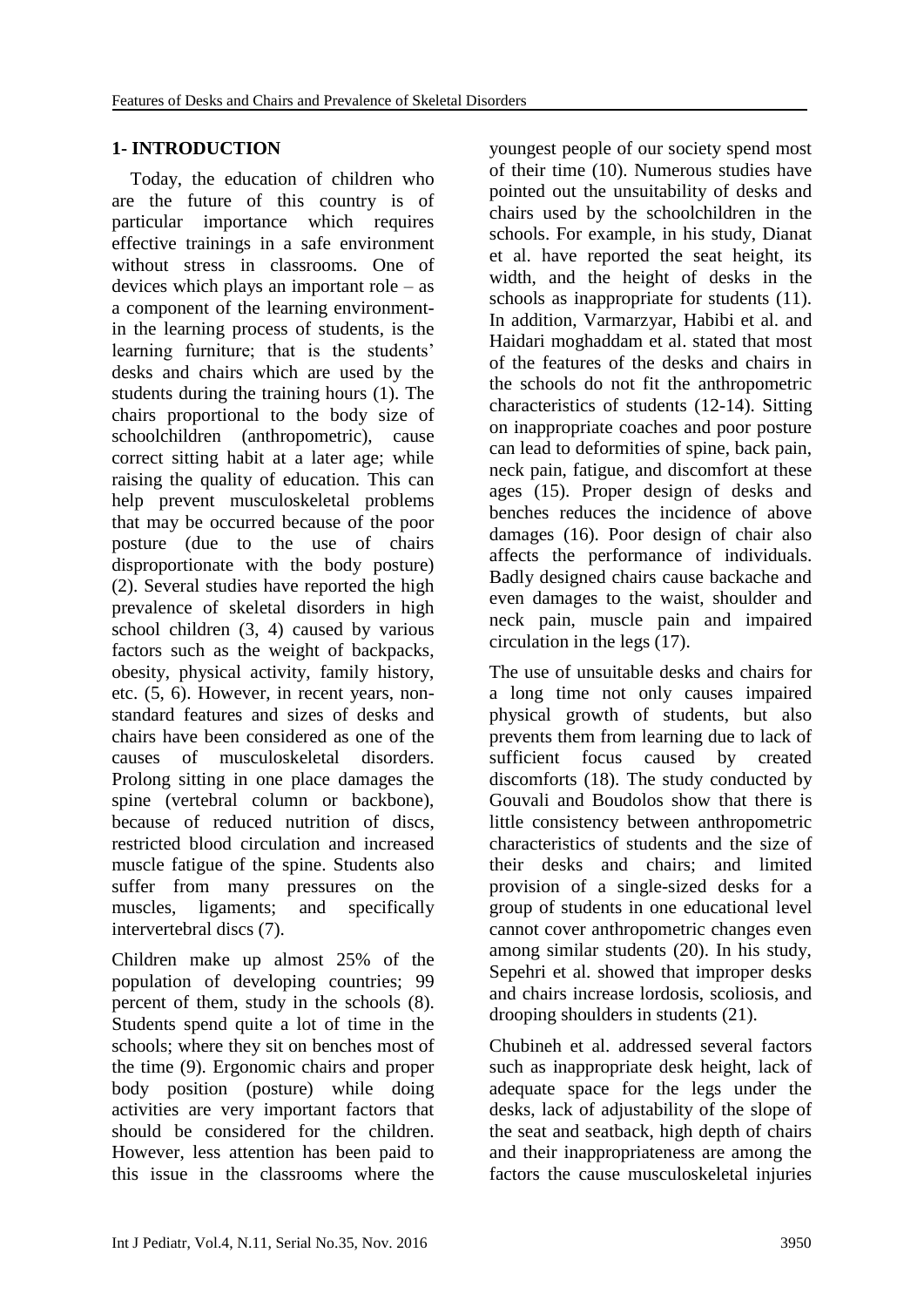## 1- INTRODUCTION

Today, the education of children who are the future of this country is of particular importance which requires effective trainings in a safe environment without stress in classrooms. One of devices which plays an important role – as a component of the learning environment- in the learning process of students, is the learning furniture; that is the students' desks and chairs which are used by the students during the training hours (1). The chairs proportional to the body size of schoolchildren (anthropometric), cause correct sitting habit at a later age; while raising the quality of education. This can help prevent musculoskeletal problems that may be occurred because of the poor posture (due to the use of chairs disproportionate with the body posture) (2). Several studies have reported the high prevalence of skeletal disorders in high school children (3, 4) caused by various factors such as the weight of backpacks, obesity, physical activity, family history, etc. (5, 6). However, in recent years, non-standard features and sizes of desks and chairs have been considered as one of the causes of musculoskeletal disorders. Prolong sitting in one place damages the spine (vertebral column or backbone), because of reduced nutrition of discs, restricted blood circulation and increased muscle fatigue of the spine. Students also suffer from many pressures on the muscles, ligaments; and specifically intervertebral discs (7).

Children make up almost 25% of the population of developing countries; 99 percent of them, study in the schools (8). Students spend quite a lot of time in the schools; where they sit on benches most of the time (9). Ergonomic chairs and proper body position (posture) while doing activities are very important factors that should be considered for the children. However, less attention has been paid to this issue in the classrooms where the youngest people of our society spend most of their time (10). Numerous studies have pointed out the unsuitability of desks and chairs used by the schoolchildren in the schools. For example, in his study, Dianat et al. have reported the seat height, its width, and the height of desks in the schools as inappropriate for students (11). In addition, Varmarzyar, Habibi et al. and Haidari moghaddam et al. stated that most of the features of the desks and chairs in the schools do not fit the anthropometric characteristics of students (12-14). Sitting on inappropriate coaches and poor posture can lead to deformities of spine, back pain, neck pain, fatigue, and discomfort at these ages (15). Proper design of desks and benches reduces the incidence of above damages (16). Poor design of chair also affects the performance of individuals. Badly designed chairs cause backache and even damages to the waist, shoulder and neck pain, muscle pain and impaired circulation in the legs (17).

The use of unsuitable desks and chairs for a long time not only causes impaired physical growth of students, but also prevents them from learning due to lack of sufficient focus caused by created discomforts (18). The study conducted by Gouvali and Boudolos show that there is little consistency between anthropometric characteristics of students and the size of their desks and chairs; and limited provision of a single-sized desks for a group of students in one educational level cannot cover anthropometric changes even among similar students (20). In his study, Sepehri et al. showed that improper desks and chairs increase lordosis, scoliosis, and drooping shoulders in students (21).

Chubineh et al. addressed several factors such as inappropriate desk height, lack of adequate space for the legs under the desks, lack of adjustability of the slope of the seat and seatback, high depth of chairs and their inappropriateness are among the factors the cause musculoskeletal injuries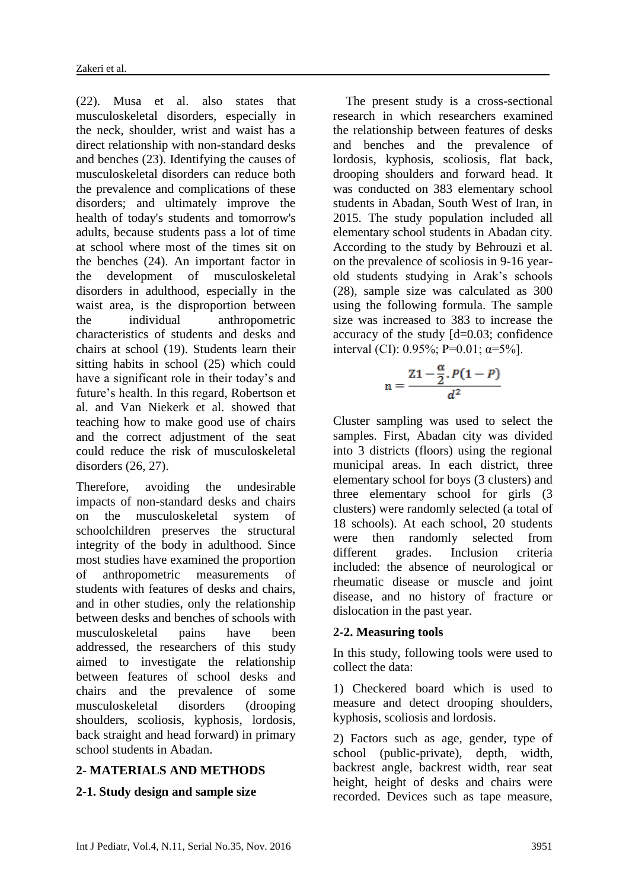(22). Musa et al. also states that musculoskeletal disorders, especially in the neck, shoulder, wrist and waist has a direct relationship with non-standard desks and benches (23). Identifying the causes of musculoskeletal disorders can reduce both the prevalence and complications of these disorders; and ultimately improve the health of today's students and tomorrow's adults, because students pass a lot of time at school where most of the times sit on the benches (24). An important factor in the development of musculoskeletal disorders in adulthood, especially in the waist area, is the disproportion between the individual anthropometric characteristics of students and desks and chairs at school (19). Students learn their sitting habits in school (25) which could have a significant role in their today's and future's health. In this regard, Robertson et al. and Van Niekerk et al. showed that teaching how to make good use of chairs and the correct adjustment of the seat could reduce the risk of musculoskeletal disorders (26, 27).

Therefore, avoiding the undesirable impacts of non-standard desks and chairs on the musculoskeletal system of schoolchildren preserves the structural integrity of the body in adulthood. Since most studies have examined the proportion of anthropometric measurements of students with features of desks and chairs, and in other studies, only the relationship between desks and benches of schools with musculoskeletal pains have been addressed, the researchers of this study aimed to investigate the relationship between features of school desks and chairs and the prevalence of some musculoskeletal disorders (drooping shoulders, scoliosis, kyphosis, lordosis, back straight and head forward) in primary school students in Abadan.

## 2- MATERIALS AND METHODS

### 2-1. Study design and sample size

The present study is a cross-sectional research in which researchers examined the relationship between features of desks and benches and the prevalence of lordosis, kyphosis, scoliosis, flat back, drooping shoulders and forward head. It was conducted on 383 elementary school students in Abadan, South West of Iran, in 2015. The study population included all elementary school students in Abadan city. According to the study by Behrouzi et al. on the prevalence of scoliosis in 9-16 year-old students studying in Arak's schools (28), sample size was calculated as 300 using the following formula. The sample size was increased to 383 to increase the accuracy of the study [d=0.03; confidence interval (CI): 0.95%; P=0.01; α=5%].

$$n = \frac{Z1 - \frac{\alpha}{2} . P(1-P)}{d^2}$$

Cluster sampling was used to select the samples. First, Abadan city was divided into 3 districts (floors) using the regional municipal areas. In each district, three elementary school for boys (3 clusters) and three elementary school for girls (3 clusters) were randomly selected (a total of 18 schools). At each school, 20 students were then randomly selected from different grades. Inclusion criteria included: the absence of neurological or rheumatic disease or muscle and joint disease, and no history of fracture or dislocation in the past year.

### 2-2. Measuring tools

In this study, following tools were used to collect the data:

1) Checkered board which is used to measure and detect drooping shoulders, kyphosis, scoliosis and lordosis.

2) Factors such as age, gender, type of school (public-private), depth, width, backrest angle, backrest width, rear seat height, height of desks and chairs were recorded. Devices such as tape measure,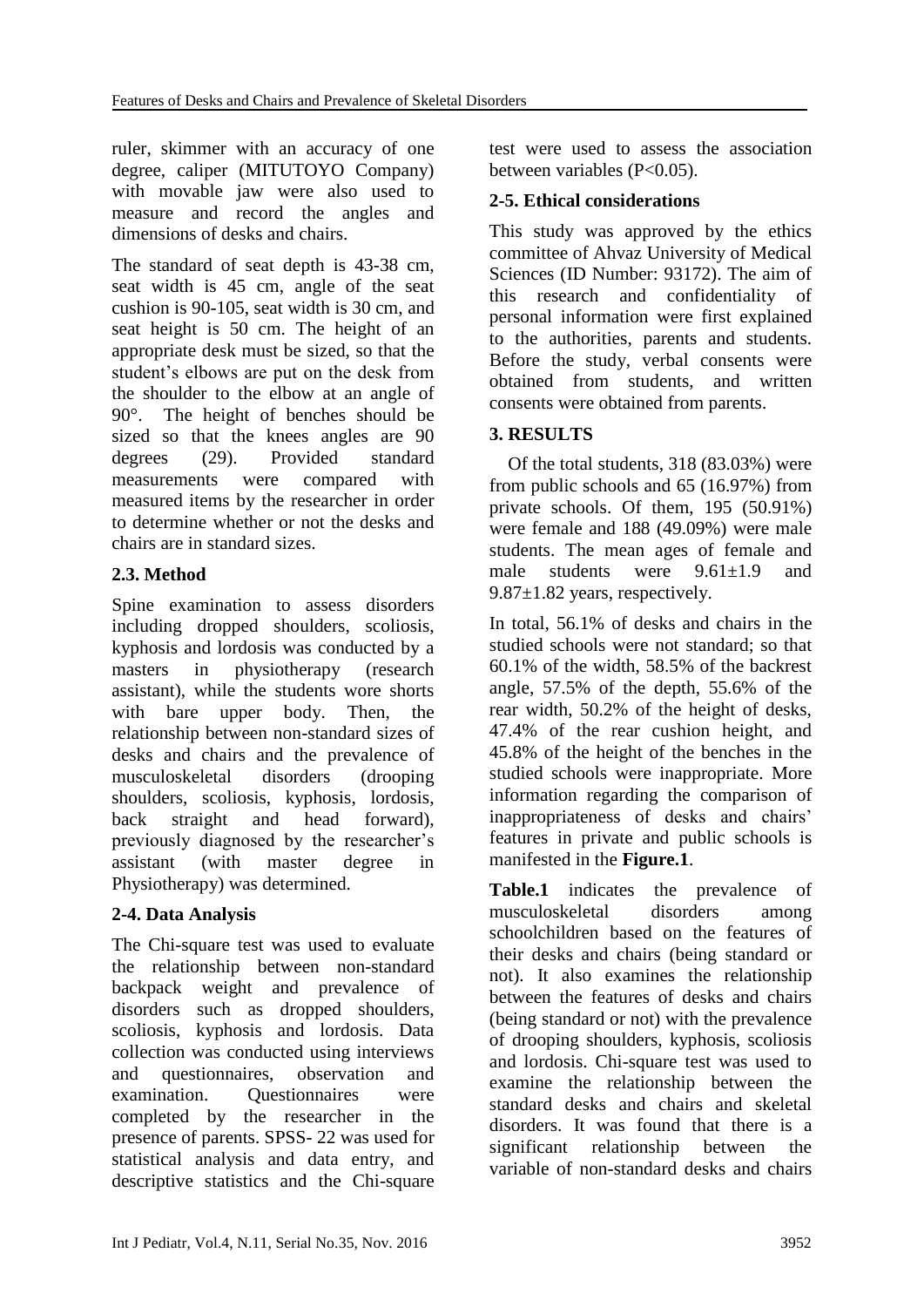ruler, skimmer with an accuracy of one degree, caliper (MITUTOYO Company) with movable jaw were also used to measure and record the angles and dimensions of desks and chairs.

The standard of seat depth is 43-38 cm, seat width is 45 cm, angle of the seat cushion is 90-105, seat width is 30 cm, and seat height is 50 cm. The height of an appropriate desk must be sized, so that the student's elbows are put on the desk from the shoulder to the elbow at an angle of 90°. The height of benches should be sized so that the knees angles are 90 degrees (29). Provided standard measurements were compared with measured items by the researcher in order to determine whether or not the desks and chairs are in standard sizes.

### 2.3. Method

Spine examination to assess disorders including dropped shoulders, scoliosis, kyphosis and lordosis was conducted by a masters in physiotherapy (research assistant), while the students wore shorts with bare upper body. Then, the relationship between non-standard sizes of desks and chairs and the prevalence of musculoskeletal disorders (drooping shoulders, scoliosis, kyphosis, lordosis, back straight and head forward), previously diagnosed by the researcher's assistant (with master degree in Physiotherapy) was determined.

### 2-4. Data Analysis

The Chi-square test was used to evaluate the relationship between non-standard backpack weight and prevalence of disorders such as dropped shoulders, scoliosis, kyphosis and lordosis. Data collection was conducted using interviews and questionnaires, observation and examination. Questionnaires were completed by the researcher in the presence of parents. SPSS- 22 was used for statistical analysis and data entry, and descriptive statistics and the Chi-square test were used to assess the association between variables ($P<0.05$).

### 2-5. Ethical considerations

This study was approved by the ethics committee of Ahvaz University of Medical Sciences (ID Number: 93172). The aim of this research and confidentiality of personal information were first explained to the authorities, parents and students. Before the study, verbal consents were obtained from students, and written consents were obtained from parents.

## 3. RESULTS

Of the total students, 318 (83.03%) were from public schools and 65 (16.97%) from private schools. Of them, 195 (50.91%) were female and 188 (49.09%) were male students. The mean ages of female and male students were 9.61±1.9 and 9.87±1.82 years, respectively.

In total, 56.1% of desks and chairs in the studied schools were not standard; so that 60.1% of the width, 58.5% of the backrest angle, 57.5% of the depth, 55.6% of the rear width, 50.2% of the height of desks, 47.4% of the rear cushion height, and 45.8% of the height of the benches in the studied schools were inappropriate. More information regarding the comparison of inappropriateness of desks and chairs' features in private and public schools is manifested in the **Figure.1**.

**Table.1** indicates the prevalence of musculoskeletal disorders among schoolchildren based on the features of their desks and chairs (being standard or not). It also examines the relationship between the features of desks and chairs (being standard or not) with the prevalence of drooping shoulders, kyphosis, scoliosis and lordosis. Chi-square test was used to examine the relationship between the standard desks and chairs and skeletal disorders. It was found that there is a significant relationship between the variable of non-standard desks and chairs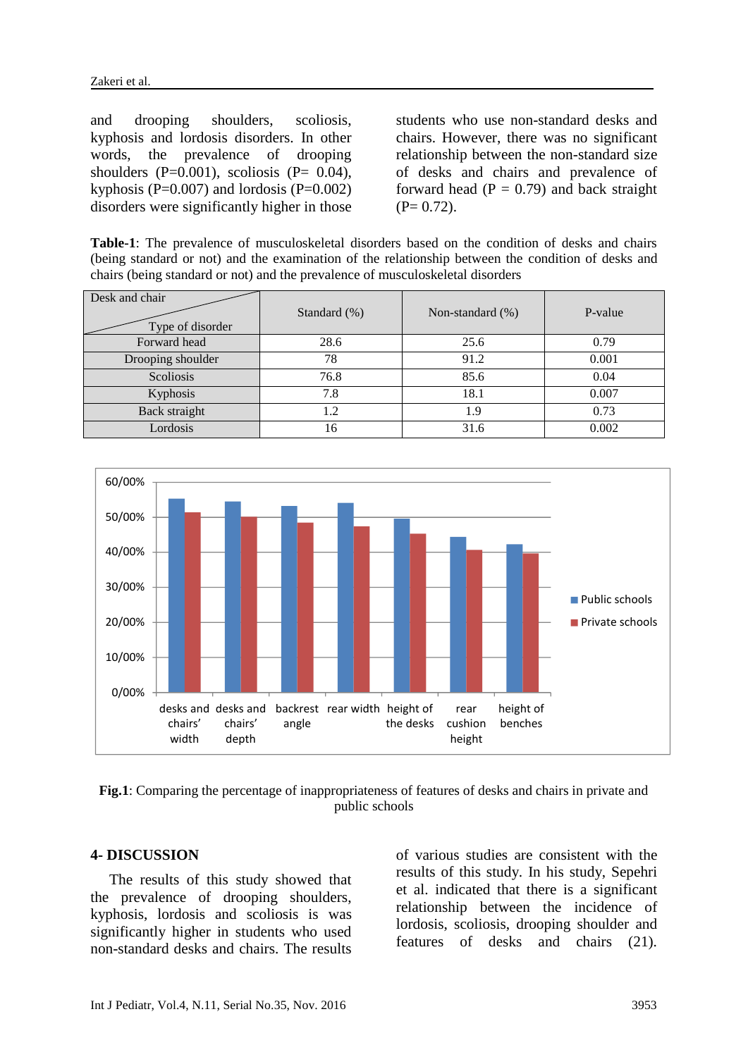and drooping shoulders, scoliosis, kyphosis and lordosis disorders. In other words, the prevalence of drooping shoulders (P=0.001), scoliosis (P= 0.04), kyphosis (P=0.007) and lordosis (P=0.002) disorders were significantly higher in those students who use non-standard desks and chairs. However, there was no significant relationship between the non-standard size of desks and chairs and prevalence of forward head (P = 0.79) and back straight (P= 0.72).

**Table-1**: The prevalence of musculoskeletal disorders based on the condition of desks and chairs (being standard or not) and the examination of the relationship between the condition of desks and chairs (being standard or not) and the prevalence of musculoskeletal disorders

| Desk and chair / Type of disorder | Standard (%) | Non-standard (%) | P-value |
|---|---|---|---|
| Forward head | 28.6 | 25.6 | 0.79 |
| Drooping shoulder | 78 | 91.2 | 0.001 |
| Scoliosis | 76.8 | 85.6 | 0.04 |
| Kyphosis | 7.8 | 18.1 | 0.007 |
| Back straight | 1.2 | 1.9 | 0.73 |
| Lordosis | 16 | 31.6 | 0.002 |

**Fig.1**: Comparing the percentage of inappropriateness of features of desks and chairs in private and public schools

## 4- DISCUSSION

The results of this study showed that the prevalence of drooping shoulders, kyphosis, lordosis and scoliosis is was significantly higher in students who used non-standard desks and chairs. The results of various studies are consistent with the results of this study. In his study, Sepehri et al. indicated that there is a significant relationship between the incidence of lordosis, scoliosis, drooping shoulder and features of desks and chairs (21).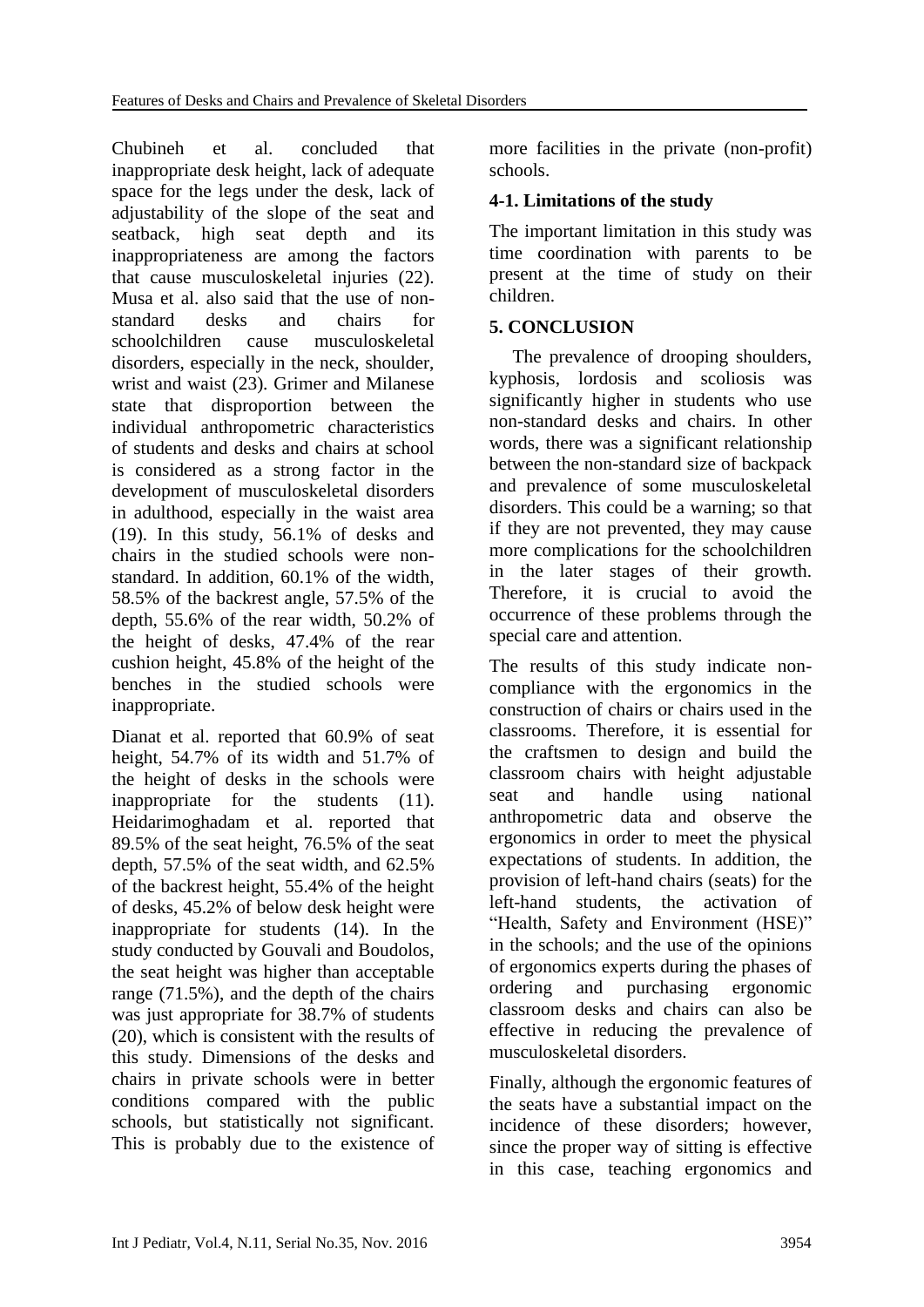Chubineh et al. concluded that inappropriate desk height, lack of adequate space for the legs under the desk, lack of adjustability of the slope of the seat and seatback, high seat depth and its inappropriateness are among the factors that cause musculoskeletal injuries (22). Musa et al. also said that the use of non-standard desks and chairs for schoolchildren cause musculoskeletal disorders, especially in the neck, shoulder, wrist and waist (23). Grimer and Milanese state that disproportion between the individual anthropometric characteristics of students and desks and chairs at school is considered as a strong factor in the development of musculoskeletal disorders in adulthood, especially in the waist area (19). In this study, 56.1% of desks and chairs in the studied schools were non-standard. In addition, 60.1% of the width, 58.5% of the backrest angle, 57.5% of the depth, 55.6% of the rear width, 50.2% of the height of desks, 47.4% of the rear cushion height, 45.8% of the height of the benches in the studied schools were inappropriate.

Dianat et al. reported that 60.9% of seat height, 54.7% of its width and 51.7% of the height of desks in the schools were inappropriate for the students (11). Heidarimoghadam et al. reported that 89.5% of the seat height, 76.5% of the seat depth, 57.5% of the seat width, and 62.5% of the backrest height, 55.4% of the height of desks, 45.2% of below desk height were inappropriate for students (14). In the study conducted by Gouvali and Boudolos, the seat height was higher than acceptable range (71.5%), and the depth of the chairs was just appropriate for 38.7% of students (20), which is consistent with the results of this study. Dimensions of the desks and chairs in private schools were in better conditions compared with the public schools, but statistically not significant. This is probably due to the existence of more facilities in the private (non-profit) schools.

### 4-1. Limitations of the study

The important limitation in this study was time coordination with parents to be present at the time of study on their children.

## 5. CONCLUSION

The prevalence of drooping shoulders, kyphosis, lordosis and scoliosis was significantly higher in students who use non-standard desks and chairs. In other words, there was a significant relationship between the non-standard size of backpack and prevalence of some musculoskeletal disorders. This could be a warning; so that if they are not prevented, they may cause more complications for the schoolchildren in the later stages of their growth. Therefore, it is crucial to avoid the occurrence of these problems through the special care and attention.

The results of this study indicate non-compliance with the ergonomics in the construction of chairs or chairs used in the classrooms. Therefore, it is essential for the craftsmen to design and build the classroom chairs with height adjustable seat and handle using national anthropometric data and observe the ergonomics in order to meet the physical expectations of students. In addition, the provision of left-hand chairs (seats) for the left-hand students, the activation of "Health, Safety and Environment (HSE)" in the schools; and the use of the opinions of ergonomics experts during the phases of ordering and purchasing ergonomic classroom desks and chairs can also be effective in reducing the prevalence of musculoskeletal disorders.

Finally, although the ergonomic features of the seats have a substantial impact on the incidence of these disorders; however, since the proper way of sitting is effective in this case, teaching ergonomics and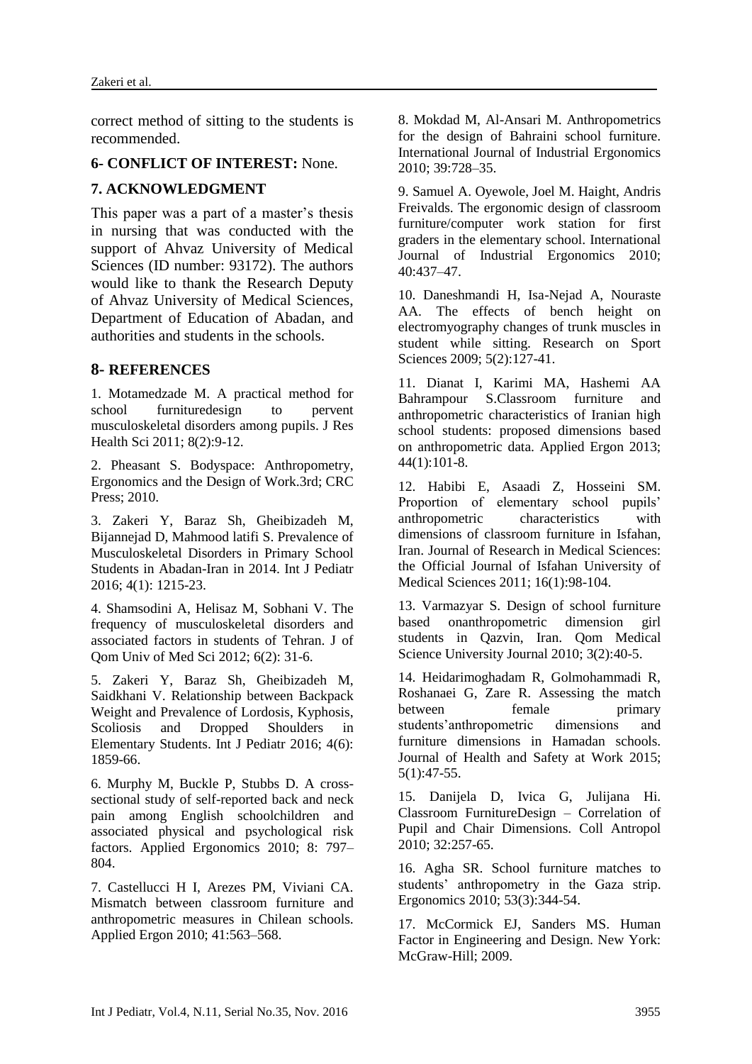correct method of sitting to the students is recommended.

## 6- CONFLICT OF INTEREST: None.

## 7. ACKNOWLEDGMENT

This paper was a part of a master's thesis in nursing that was conducted with the support of Ahvaz University of Medical Sciences (ID number: 93172). The authors would like to thank the Research Deputy of Ahvaz University of Medical Sciences, Department of Education of Abadan, and authorities and students in the schools.

## 8- REFERENCES

1. Motamedzade M. A practical method for school furnituredesign to pervent musculoskeletal disorders among pupils. J Res Health Sci 2011; 8(2):9-12.

2. Pheasant S. Bodyspace: Anthropometry, Ergonomics and the Design of Work.3rd; CRC Press; 2010.

3. Zakeri Y, Baraz Sh, Gheibizadeh M, Bijannejad D, Mahmood latifi S. Prevalence of Musculoskeletal Disorders in Primary School Students in Abadan-Iran in 2014. Int J Pediatr 2016; 4(1): 1215-23.

4. Shamsodini A, Helisaz M, Sobhani V. The frequency of musculoskeletal disorders and associated factors in students of Tehran. J of Qom Univ of Med Sci 2012; 6(2): 31-6.

5. Zakeri Y, Baraz Sh, Gheibizadeh M, Saidkhani V. Relationship between Backpack Weight and Prevalence of Lordosis, Kyphosis, Scoliosis and Dropped Shoulders in Elementary Students. Int J Pediatr 2016; 4(6): 1859-66.

6. Murphy M, Buckle P, Stubbs D. A cross-sectional study of self-reported back and neck pain among English schoolchildren and associated physical and psychological risk factors. Applied Ergonomics 2010; 8: 797–804.

7. Castellucci H I, Arezes PM, Viviani CA. Mismatch between classroom furniture and anthropometric measures in Chilean schools. Applied Ergon 2010; 41:563–568.

8. Mokdad M, Al-Ansari M. Anthropometrics for the design of Bahraini school furniture. International Journal of Industrial Ergonomics 2010; 39:728–35.

9. Samuel A. Oyewole, Joel M. Haight, Andris Freivalds. The ergonomic design of classroom furniture/computer work station for first graders in the elementary school. International Journal of Industrial Ergonomics 2010; 40:437–47.

10. Daneshmandi H, Isa-Nejad A, Nouraste AA. The effects of bench height on electromyography changes of trunk muscles in student while sitting. Research on Sport Sciences 2009; 5(2):127-41.

11. Dianat I, Karimi MA, Hashemi AA Bahrampour S.Classroom furniture and anthropometric characteristics of Iranian high school students: proposed dimensions based on anthropometric data. Applied Ergon 2013; 44(1):101-8.

12. Habibi E, Asaadi Z, Hosseini SM. Proportion of elementary school pupils' anthropometric characteristics with dimensions of classroom furniture in Isfahan, Iran. Journal of Research in Medical Sciences: the Official Journal of Isfahan University of Medical Sciences 2011; 16(1):98-104.

13. Varmazyar S. Design of school furniture based onanthropometric dimension girl students in Qazvin, Iran. Qom Medical Science University Journal 2010; 3(2):40-5.

14. Heidarimoghadam R, Golmohammadi R, Roshanaei G, Zare R. Assessing the match between female primary students'anthropometric dimensions and furniture dimensions in Hamadan schools. Journal of Health and Safety at Work 2015; 5(1):47-55.

15. Danijela D, Ivica G, Julijana Hi. Classroom FurnitureDesign – Correlation of Pupil and Chair Dimensions. Coll Antropol 2010; 32:257-65.

16. Agha SR. School furniture matches to students' anthropometry in the Gaza strip. Ergonomics 2010; 53(3):344-54.

17. McCormick EJ, Sanders MS. Human Factor in Engineering and Design. New York: McGraw-Hill; 2009.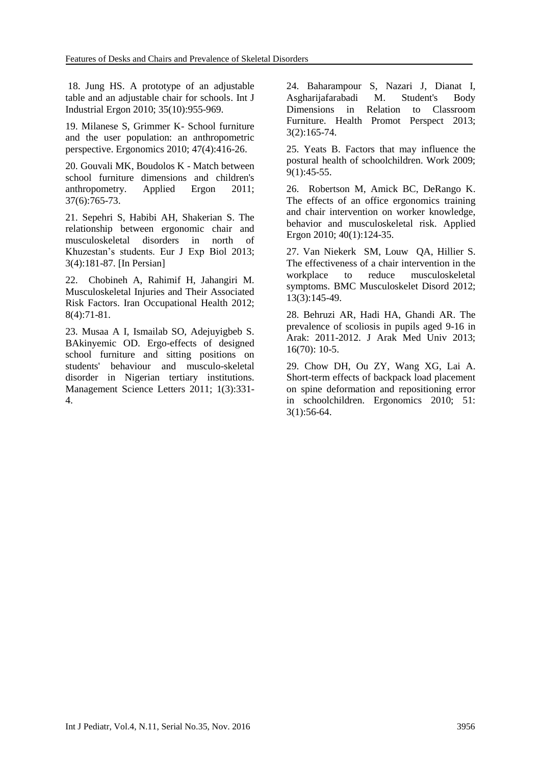18. Jung HS. A prototype of an adjustable table and an adjustable chair for schools. Int J Industrial Ergon 2010; 35(10):955-969.

19. Milanese S, Grimmer K- School furniture and the user population: an anthropometric perspective. Ergonomics 2010; 47(4):416-26.

20. Gouvali MK, Boudolos K - Match between school furniture dimensions and children's anthropometry. Applied Ergon 2011; 37(6):765-73.

21. Sepehri S, Habibi AH, Shakerian S. The relationship between ergonomic chair and musculoskeletal disorders in north of Khuzestan's students. Eur J Exp Biol 2013; 3(4):181-87. [In Persian]

22. Chobineh A, Rahimif H, Jahangiri M. Musculoskeletal Injuries and Their Associated Risk Factors. Iran Occupational Health 2012; 8(4):71-81.

23. Musaa A I, Ismailab SO, Adejuyigbeb S. BAkinyemic OD. Ergo-effects of designed school furniture and sitting positions on students' behaviour and musculo-skeletal disorder in Nigerian tertiary institutions. Management Science Letters 2011; 1(3):331-4.

24. Baharampour S, Nazari J, Dianat I, Asgharijafarabadi M. Student's Body Dimensions in Relation to Classroom Furniture. Health Promot Perspect 2013; 3(2):165-74.

25. Yeats B. Factors that may influence the postural health of schoolchildren. Work 2009; 9(1):45-55.

26. Robertson M, Amick BC, DeRango K. The effects of an office ergonomics training and chair intervention on worker knowledge, behavior and musculoskeletal risk. Applied Ergon 2010; 40(1):124-35.

27. Van Niekerk SM, Louw QA, Hillier S. The effectiveness of a chair intervention in the workplace to reduce musculoskeletal symptoms. BMC Musculoskelet Disord 2012; 13(3):145-49.

28. Behruzi AR, Hadi HA, Ghandi AR. The prevalence of scoliosis in pupils aged 9-16 in Arak: 2011-2012. J Arak Med Univ 2013; 16(70): 10-5.

29. Chow DH, Ou ZY, Wang XG, Lai A. Short-term effects of backpack load placement on spine deformation and repositioning error in schoolchildren. Ergonomics 2010; 51: 3(1):56-64.